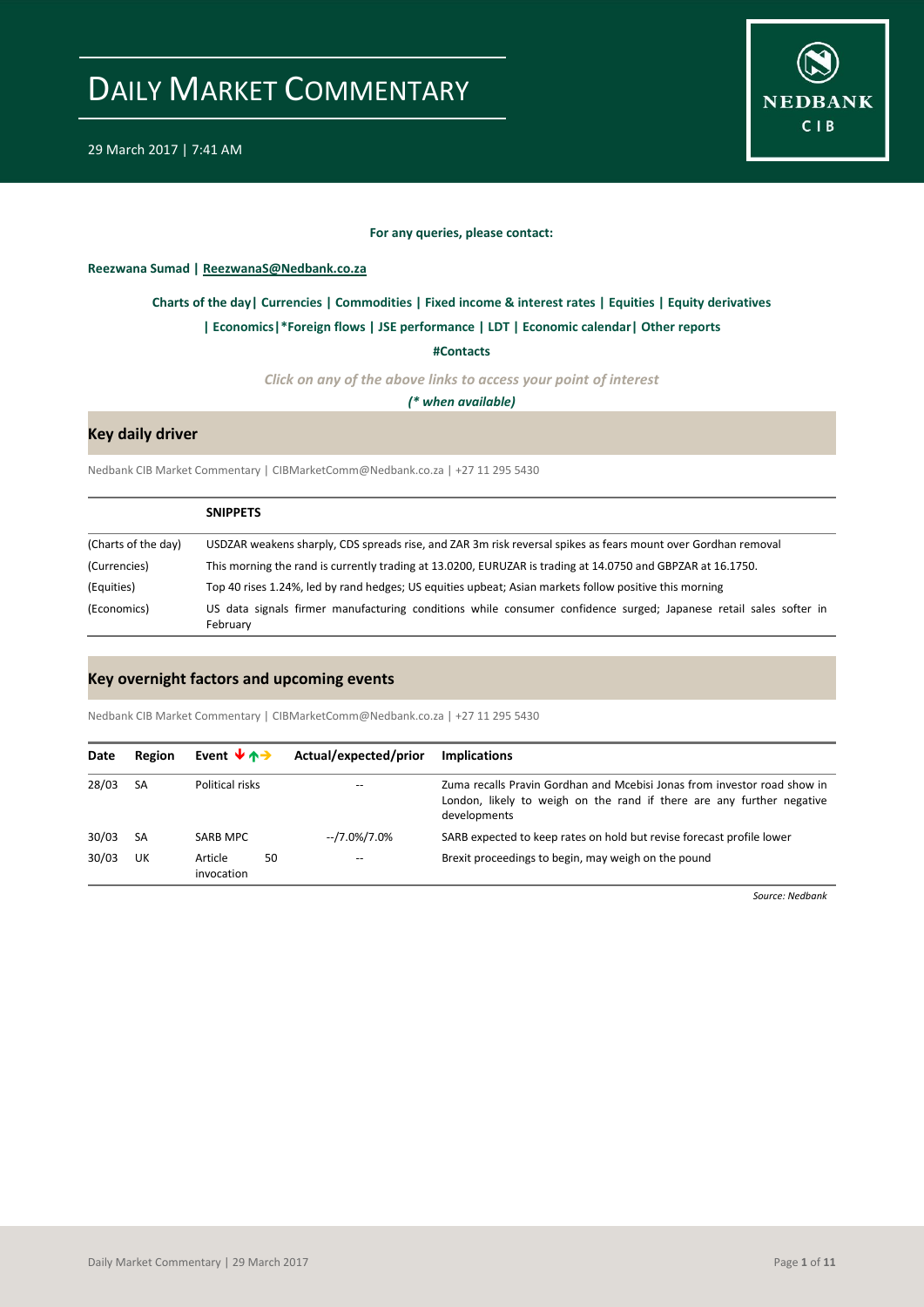# DAILY MARKET COMMENTARY

29 March 2017 | 7:41 AM

**For any queries, please contact:**

**Reezwana Sumad | ReezwanaS@Nedbank.co.za**

**Charts of the day| Currencies | Commodities | Fixed income & interest rates | Equities | Equity derivatives**

**| Economics|*Foreign flows | JSE performance | LDT | Economic calendar| Other reports**

**#Contacts**

*Click on any of the above links to access your point of interest*

***(* when available)***

## Key daily driver

Nedbank CIB Market Commentary | CIBMarketComm@Nedbank.co.za | +27 11 295 5430

| | **SNIPPETS** |
|---|---|
| (Charts of the day) | USDZAR weakens sharply, CDS spreads rise, and ZAR 3m risk reversal spikes as fears mount over Gordhan removal |
| (Currencies) | This morning the rand is currently trading at 13.0200, EURUZAR is trading at 14.0750 and GBPZAR at 16.1750. |
| (Equities) | Top 40 rises 1.24%, led by rand hedges; US equities upbeat; Asian markets follow positive this morning |
| (Economics) | US data signals firmer manufacturing conditions while consumer confidence surged; Japanese retail sales softer in February |

## Key overnight factors and upcoming events

Nedbank CIB Market Commentary | CIBMarketComm@Nedbank.co.za | +27 11 295 5430

| Date | Region | Event ↓↑→ | Actual/expected/prior | Implications |
|---|---|---|---|---|
| 28/03 | SA | Political risks | -- | Zuma recalls Pravin Gordhan and Mcebisi Jonas from investor road show in London, likely to weigh on the rand if there are any further negative developments |
| 30/03 | SA | SARB MPC | --/7.0%/7.0% | SARB expected to keep rates on hold but revise forecast profile lower |
| 30/03 | UK | Article 50 invocation | -- | Brexit proceedings to begin, may weigh on the pound |

*Source: Nedbank*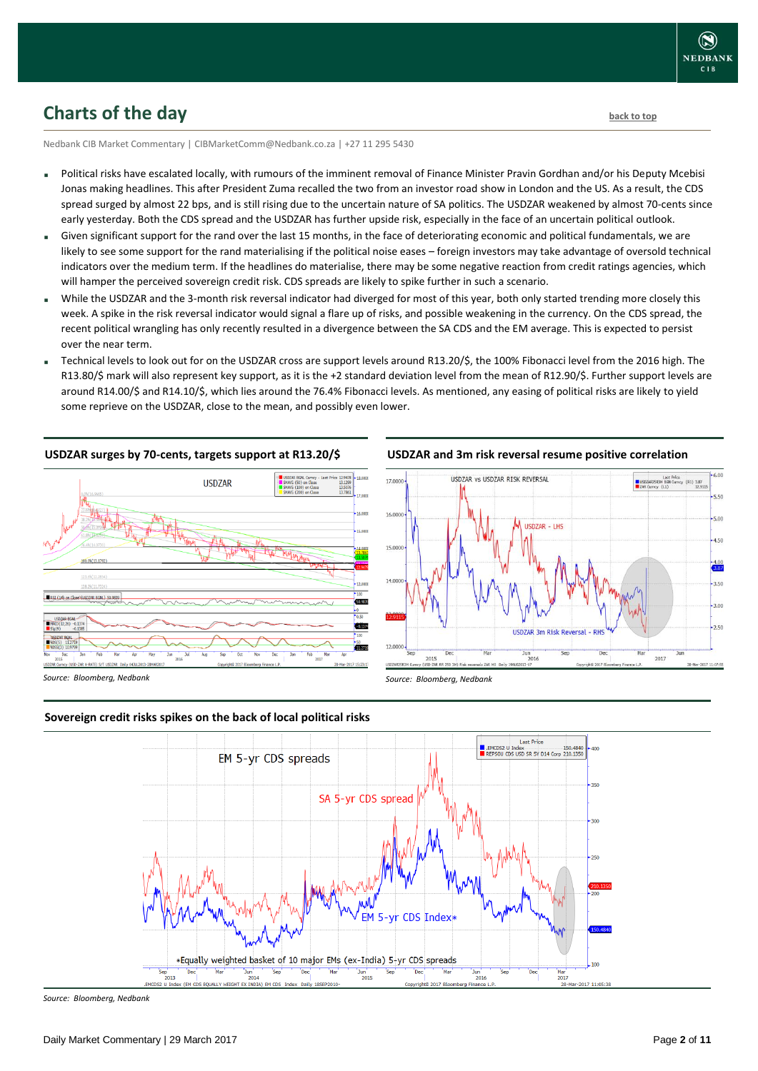## Charts of the day

back to top

Nedbank CIB Market Commentary | CIBMarketComm@Nedbank.co.za | +27 11 295 5430

- Political risks have escalated locally, with rumours of the imminent removal of Finance Minister Pravin Gordhan and/or his Deputy Mcebisi Jonas making headlines. This after President Zuma recalled the two from an investor road show in London and the US. As a result, the CDS spread surged by almost 22 bps, and is still rising due to the uncertain nature of SA politics. The USDZAR weakened by almost 70-cents since early yesterday. Both the CDS spread and the USDZAR has further upside risk, especially in the face of an uncertain political outlook.
- Given significant support for the rand over the last 15 months, in the face of deteriorating economic and political fundamentals, we are likely to see some support for the rand materialising if the political noise eases – foreign investors may take advantage of oversold technical indicators over the medium term. If the headlines do materialise, there may be some negative reaction from credit ratings agencies, which will hamper the perceived sovereign credit risk. CDS spreads are likely to spike further in such a scenario.
- While the USDZAR and the 3-month risk reversal indicator had diverged for most of this year, both only started trending more closely this week. A spike in the risk reversal indicator would signal a flare up of risks, and possible weakening in the currency. On the CDS spread, the recent political wrangling has only recently resulted in a divergence between the SA CDS and the EM average. This is expected to persist over the near term.
- Technical levels to look out for on the USDZAR cross are support levels around R13.20/$, the 100% Fibonacci level from the 2016 high. The R13.80/$ mark will also represent key support, as it is the +2 standard deviation level from the mean of R12.90/$. Further support levels are around R14.00/$ and R14.10/$, which lies around the 76.4% Fibonacci levels. As mentioned, any easing of political risks are likely to yield some reprieve on the USDZAR, close to the mean, and possibly even lower.

**USDZAR surges by 70-cents, targets support at R13.20/$**

*Source: Bloomberg, Nedbank*

**USDZAR and 3m risk reversal resume positive correlation**

*Source: Bloomberg, Nedbank*

**Sovereign credit risks spikes on the back of local political risks**

*Source: Bloomberg, Nedbank*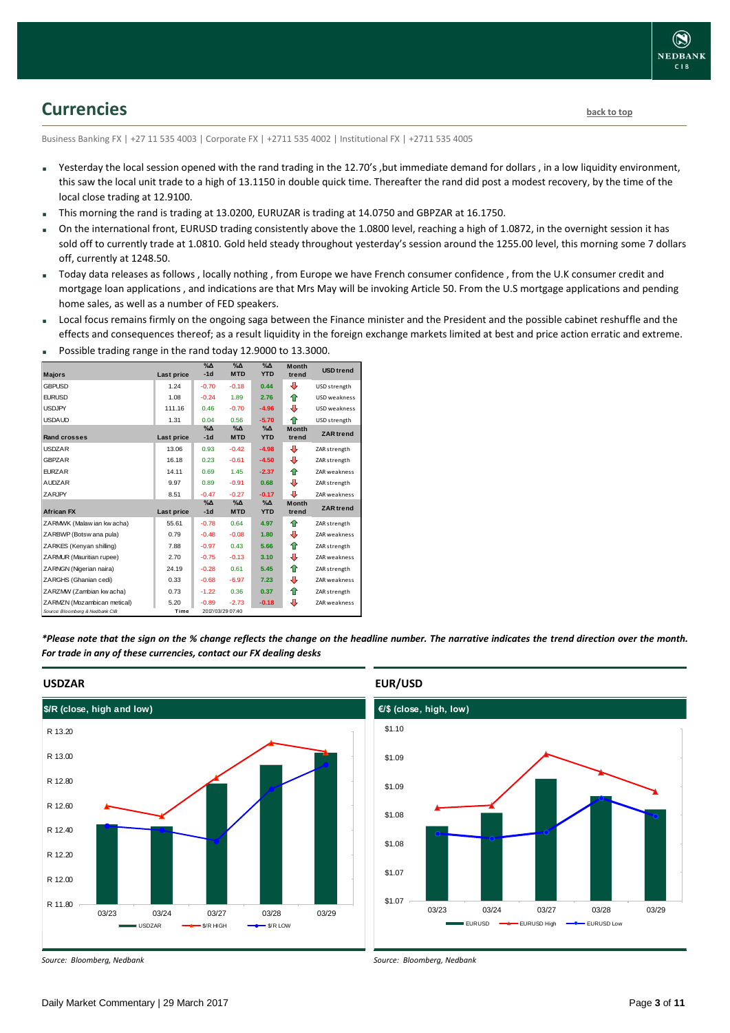## Currencies

back to top

Business Banking FX | +27 11 535 4003 | Corporate FX | +2711 535 4002 | Institutional FX | +2711 535 4005

- Yesterday the local session opened with the rand trading in the 12.70's ,but immediate demand for dollars , in a low liquidity environment, this saw the local unit trade to a high of 13.1150 in double quick time. Thereafter the rand did post a modest recovery, by the time of the local close trading at 12.9100.
- This morning the rand is trading at 13.0200, EURUZAR is trading at 14.0750 and GBPZAR at 16.1750.
- On the international front, EURUSD trading consistently above the 1.0800 level, reaching a high of 1.0872, in the overnight session it has sold off to currently trade at 1.0810. Gold held steady throughout yesterday's session around the 1255.00 level, this morning some 7 dollars off, currently at 1248.50.
- Today data releases as follows , locally nothing , from Europe we have French consumer confidence , from the U.K consumer credit and mortgage loan applications , and indications are that Mrs May will be invoking Article 50. From the U.S mortgage applications and pending home sales, as well as a number of FED speakers.
- Local focus remains firmly on the ongoing saga between the Finance minister and the President and the possible cabinet reshuffle and the effects and consequences thereof; as a result liquidity in the foreign exchange markets limited at best and price action erratic and extreme.
- Possible trading range in the rand today 12.9000 to 13.3000.

| Majors | Last price | %Δ -1d | %Δ MTD | %Δ YTD | Month trend | USD trend |
|---|---|---|---|---|---|---|
| GBPUSD | 1.24 | -0.70 | -0.18 | 0.44 | ⇩ | USD strength |
| EURUSD | 1.08 | -0.24 | 1.89 | 2.76 | ⇧ | USD weakness |
| USDJPY | 111.16 | 0.46 | -0.70 | -4.96 | ⇩ | USD weakness |
| USDAUD | 1.31 | 0.04 | 0.56 | -5.70 | ⇧ | USD strength |
| **Rand crosses** | **Last price** | **%Δ -1d** | **%Δ MTD** | **%Δ YTD** | **Month trend** | **ZAR trend** |
| USDZAR | 13.06 | 0.93 | -0.42 | -4.98 | ⇩ | ZAR strength |
| GBPZAR | 16.18 | 0.23 | -0.61 | -4.50 | ⇩ | ZAR strength |
| EURZAR | 14.11 | 0.69 | 1.45 | -2.37 | ⇧ | ZAR weakness |
| AUDZAR | 9.97 | 0.89 | -0.91 | 0.68 | ⇩ | ZAR strength |
| ZARJPY | 8.51 | -0.47 | -0.27 | -0.17 | ⇩ | ZAR weakness |
| **African FX** | **Last price** | **%Δ -1d** | **%Δ MTD** | **%Δ YTD** | **Month trend** | **ZAR trend** |
| ZARMWK (Malawian kwacha) | 55.61 | -0.78 | 0.64 | 4.97 | ⇧ | ZAR strength |
| ZARBWP (Botswana pula) | 0.79 | -0.48 | -0.08 | 1.80 | ⇩ | ZAR weakness |
| ZARKES (Kenyan shilling) | 7.88 | -0.97 | 0.43 | 5.66 | ⇧ | ZAR strength |
| ZARMUR (Mauritian rupee) | 2.70 | -0.75 | -0.13 | 3.10 | ⇩ | ZAR weakness |
| ZARNGN (Nigerian naira) | 24.19 | -0.28 | 0.61 | 5.45 | ⇧ | ZAR strength |
| ZARGHS (Ghanian cedi) | 0.33 | -0.68 | -6.97 | 7.23 | ⇩ | ZAR weakness |
| ZARZMW (Zambian kwacha) | 0.73 | -1.22 | 0.36 | 0.37 | ⇧ | ZAR strength |
| ZARMZN (Mozambican metical) | 5.20 | -0.89 | -2.73 | -0.18 | ⇩ | ZAR weakness |
| Source: Bloomberg & Nedbank CIB | Time | 2017/03/29 07:40 | | | | |

*\*Please note that the sign on the % change reflects the change on the headline number. The narrative indicates the trend direction over the month. For trade in any of these currencies, contact our FX dealing desks*

### USDZAR

$/R (close, high and low)

Source: Bloomberg, Nedbank

### EUR/USD

€/$ (close, high, low)

Source: Bloomberg, Nedbank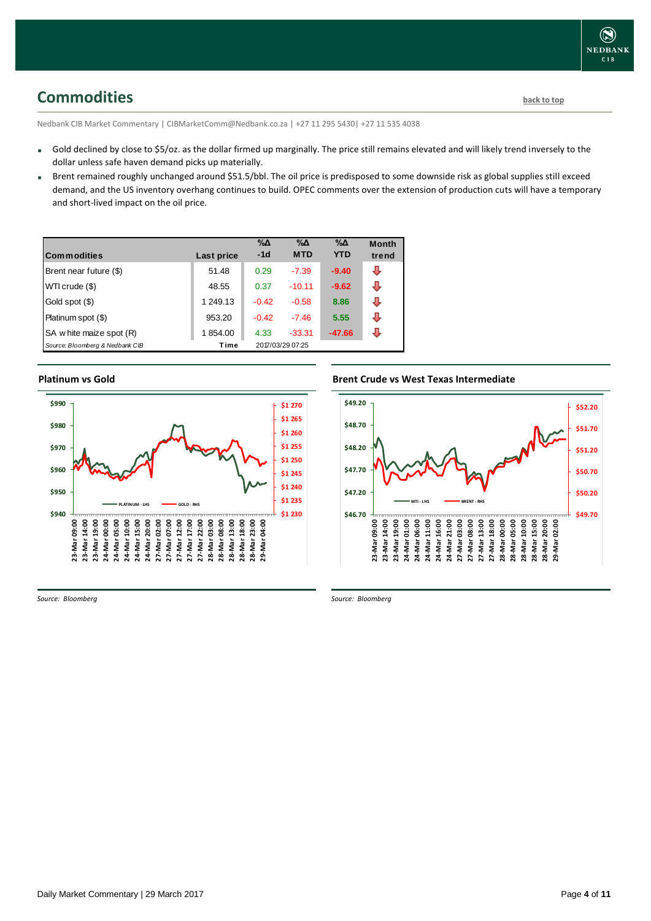## Commodities

back to top

Nedbank CIB Market Commentary | CIBMarketComm@Nedbank.co.za | +27 11 295 5430| +27 11 535 4038

- Gold declined by close to $5/oz. as the dollar firmed up marginally. The price still remains elevated and will likely trend inversely to the dollar unless safe haven demand picks up materially.
- Brent remained roughly unchanged around $51.5/bbl. The oil price is predisposed to some downside risk as global supplies still exceed demand, and the US inventory overhang continues to build. OPEC comments over the extension of production cuts will have a temporary and short-lived impact on the oil price.

| Commodities | Last price | %Δ -1d | %Δ MTD | %Δ YTD | Month trend |
|---|---|---|---|---|---|
| Brent near future ($) | 51.48 | 0.29 | -7.39 | -9.40 | ⇩ |
| WTI crude ($) | 48.55 | 0.37 | -10.11 | -9.62 | ⇩ |
| Gold spot ($) | 1 249.13 | -0.42 | -0.58 | 8.86 | ⇩ |
| Platinum spot ($) | 953.20 | -0.42 | -7.46 | 5.55 | ⇩ |
| SA white maize spot (R) | 1 854.00 | 4.33 | -33.31 | -47.66 | ⇩ |
| *Source: Bloomberg & Nedbank CIB* | Time | 2017/03/29 07:25 | | | |

### Platinum vs Gold

*Source: Bloomberg*

### Brent Crude vs West Texas Intermediate

*Source: Bloomberg*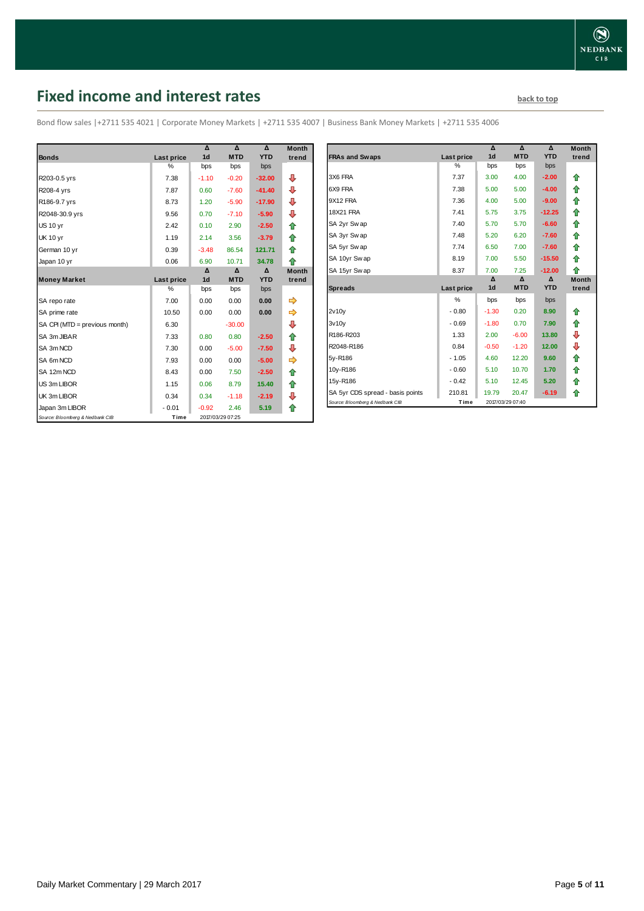# Fixed income and interest rates

back to top

Bond flow sales |+2711 535 4021 | Corporate Money Markets | +2711 535 4007 | Business Bank Money Markets | +2711 535 4006

| Bonds | Last price | Δ 1d | Δ MTD | Δ YTD | Month trend |
|---|---|---|---|---|---|
| | % | bps | bps | bps | |
| R203-0.5 yrs | 7.38 | -1.10 | -0.20 | -32.00 | ⇩ |
| R208-4 yrs | 7.87 | 0.60 | -7.60 | -41.40 | ⇩ |
| R186-9.7 yrs | 8.73 | 1.20 | -5.90 | -17.90 | ⇩ |
| R2048-30.9 yrs | 9.56 | 0.70 | -7.10 | -5.90 | ⇩ |
| US 10 yr | 2.42 | 0.10 | 2.90 | -2.50 | ⇧ |
| UK 10 yr | 1.19 | 2.14 | 3.56 | -3.79 | ⇧ |
| German 10 yr | 0.39 | -3.48 | 86.54 | 121.71 | ⇧ |
| Japan 10 yr | 0.06 | 6.90 | 10.71 | 34.78 | ⇧ |
| **Money Market** | **Last price** | **Δ 1d** | **Δ MTD** | **Δ YTD** | **Month trend** |
| | % | bps | bps | bps | |
| SA repo rate | 7.00 | 0.00 | 0.00 | 0.00 | ⇨ |
| SA prime rate | 10.50 | 0.00 | 0.00 | 0.00 | ⇨ |
| SA CPI (MTD = previous month) | 6.30 | | -30.00 | | ⇩ |
| SA 3m JIBAR | 7.33 | 0.80 | 0.80 | -2.50 | ⇧ |
| SA 3m NCD | 7.30 | 0.00 | -5.00 | -7.50 | ⇩ |
| SA 6m NCD | 7.93 | 0.00 | 0.00 | -5.00 | ⇨ |
| SA 12m NCD | 8.43 | 0.00 | 7.50 | -2.50 | ⇧ |
| US 3m LIBOR | 1.15 | 0.06 | 8.79 | 15.40 | ⇧ |
| UK 3m LIBOR | 0.34 | 0.34 | -1.18 | -2.19 | ⇩ |
| Japan 3m LIBOR | -0.01 | -0.92 | 2.46 | 5.19 | ⇧ |

*Source: Bloomberg & Nedbank CIB* Time 2017/03/29 07:25

| FRAs and Swaps | Last price | Δ 1d | Δ MTD | Δ YTD | Month trend |
|---|---|---|---|---|---|
| | % | bps | bps | bps | |
| 3X6 FRA | 7.37 | 3.00 | 4.00 | -2.00 | ⇧ |
| 6X9 FRA | 7.38 | 5.00 | 5.00 | -4.00 | ⇧ |
| 9X12 FRA | 7.36 | 4.00 | 5.00 | -9.00 | ⇧ |
| 18X21 FRA | 7.41 | 5.75 | 3.75 | -12.25 | ⇧ |
| SA 2yr Swap | 7.40 | 5.70 | 5.70 | -6.60 | ⇧ |
| SA 3yr Swap | 7.48 | 5.20 | 6.20 | -7.60 | ⇧ |
| SA 5yr Swap | 7.74 | 6.50 | 7.00 | -7.60 | ⇧ |
| SA 10yr Swap | 8.19 | 7.00 | 5.50 | -15.50 | ⇧ |
| SA 15yr Swap | 8.37 | 7.00 | 7.25 | -12.00 | ⇧ |
| **Spreads** | **Last price** | **Δ 1d** | **Δ MTD** | **Δ YTD** | **Month trend** |
| | % | bps | bps | bps | |
| 2v10y | -0.80 | -1.30 | 0.20 | 8.90 | ⇧ |
| 3v10y | -0.69 | -1.80 | 0.70 | 7.90 | ⇧ |
| R186-R203 | 1.33 | 2.00 | -6.00 | 13.80 | ⇩ |
| R2048-R186 | 0.84 | -0.50 | -1.20 | 12.00 | ⇩ |
| 5y-R186 | -1.05 | 4.60 | 12.20 | 9.60 | ⇧ |
| 10y-R186 | -0.60 | 5.10 | 10.70 | 1.70 | ⇧ |
| 15y-R186 | -0.42 | 5.10 | 12.45 | 5.20 | ⇧ |
| SA 5yr CDS spread - basis points | 210.81 | 19.79 | 20.47 | -6.19 | ⇧ |

*Source: Bloomberg & Nedbank CIB* Time 2017/03/29 07:40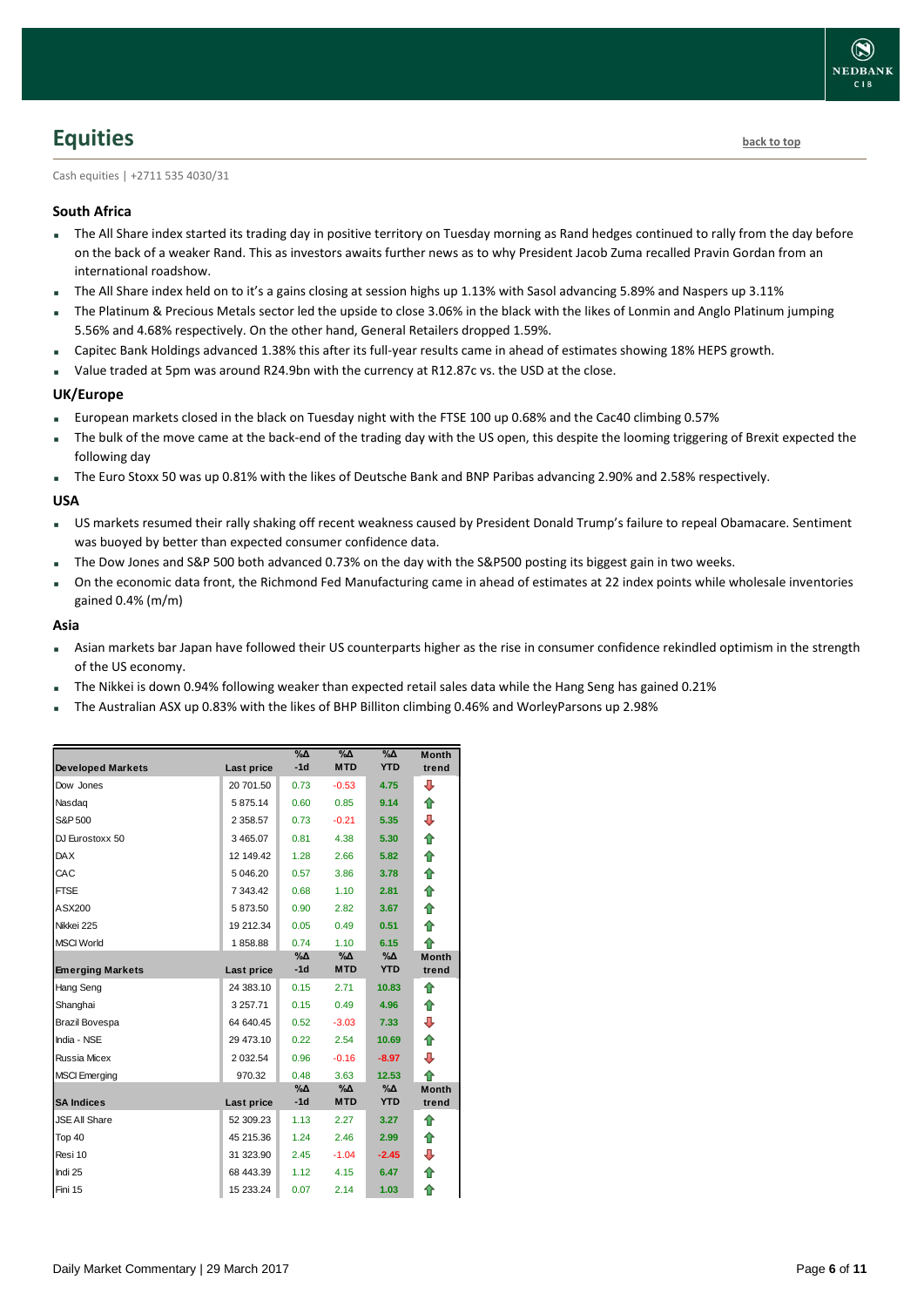# Equities

back to top

Cash equities | +2711 535 4030/31

### South Africa

- The All Share index started its trading day in positive territory on Tuesday morning as Rand hedges continued to rally from the day before on the back of a weaker Rand. This as investors awaits further news as to why President Jacob Zuma recalled Pravin Gordan from an international roadshow.
- The All Share index held on to it's a gains closing at session highs up 1.13% with Sasol advancing 5.89% and Naspers up 3.11%
- The Platinum & Precious Metals sector led the upside to close 3.06% in the black with the likes of Lonmin and Anglo Platinum jumping 5.56% and 4.68% respectively. On the other hand, General Retailers dropped 1.59%.
- Capitec Bank Holdings advanced 1.38% this after its full-year results came in ahead of estimates showing 18% HEPS growth.
- Value traded at 5pm was around R24.9bn with the currency at R12.87c vs. the USD at the close.

### UK/Europe

- European markets closed in the black on Tuesday night with the FTSE 100 up 0.68% and the Cac40 climbing 0.57%
- The bulk of the move came at the back-end of the trading day with the US open, this despite the looming triggering of Brexit expected the following day
- The Euro Stoxx 50 was up 0.81% with the likes of Deutsche Bank and BNP Paribas advancing 2.90% and 2.58% respectively.

### USA

- US markets resumed their rally shaking off recent weakness caused by President Donald Trump's failure to repeal Obamacare. Sentiment was buoyed by better than expected consumer confidence data.
- The Dow Jones and S&P 500 both advanced 0.73% on the day with the S&P500 posting its biggest gain in two weeks.
- On the economic data front, the Richmond Fed Manufacturing came in ahead of estimates at 22 index points while wholesale inventories gained 0.4% (m/m)

### Asia

- Asian markets bar Japan have followed their US counterparts higher as the rise in consumer confidence rekindled optimism in the strength of the US economy.
- The Nikkei is down 0.94% following weaker than expected retail sales data while the Hang Seng has gained 0.21%
- The Australian ASX up 0.83% with the likes of BHP Billiton climbing 0.46% and WorleyParsons up 2.98%

| Developed Markets | Last price | %Δ -1d | %Δ MTD | %Δ YTD | Month trend |
|---|---|---|---|---|---|
| Dow Jones | 20 701.50 | 0.73 | -0.53 | 4.75 | ⇩ |
| Nasdaq | 5 875.14 | 0.60 | 0.85 | 9.14 | ⇧ |
| S&P 500 | 2 358.57 | 0.73 | -0.21 | 5.35 | ⇩ |
| DJ Eurostoxx 50 | 3 465.07 | 0.81 | 4.38 | 5.30 | ⇧ |
| DAX | 12 149.42 | 1.28 | 2.66 | 5.82 | ⇧ |
| CAC | 5 046.20 | 0.57 | 3.86 | 3.78 | ⇧ |
| FTSE | 7 343.42 | 0.68 | 1.10 | 2.81 | ⇧ |
| ASX200 | 5 873.50 | 0.90 | 2.82 | 3.67 | ⇧ |
| Nikkei 225 | 19 212.34 | 0.05 | 0.49 | 0.51 | ⇧ |
| MSCI World | 1 858.88 | 0.74 | 1.10 | 6.15 | ⇧ |
| **Emerging Markets** | **Last price** | **%Δ -1d** | **%Δ MTD** | **%Δ YTD** | **Month trend** |
| Hang Seng | 24 383.10 | 0.15 | 2.71 | 10.83 | ⇧ |
| Shanghai | 3 257.71 | 0.15 | 0.49 | 4.96 | ⇧ |
| Brazil Bovespa | 64 640.45 | 0.52 | -3.03 | 7.33 | ⇩ |
| India - NSE | 29 473.10 | 0.22 | 2.54 | 10.69 | ⇧ |
| Russia Micex | 2 032.54 | 0.96 | -0.16 | -8.97 | ⇩ |
| MSCI Emerging | 970.32 | 0.48 | 3.63 | 12.53 | ⇧ |
| **SA Indices** | **Last price** | **%Δ -1d** | **%Δ MTD** | **%Δ YTD** | **Month trend** |
| JSE All Share | 52 309.23 | 1.13 | 2.27 | 3.27 | ⇧ |
| Top 40 | 45 215.36 | 1.24 | 2.46 | 2.99 | ⇧ |
| Resi 10 | 31 323.90 | 2.45 | -1.04 | -2.45 | ⇩ |
| Indi 25 | 68 443.39 | 1.12 | 4.15 | 6.47 | ⇧ |
| Fini 15 | 15 233.24 | 0.07 | 2.14 | 1.03 | ⇧ |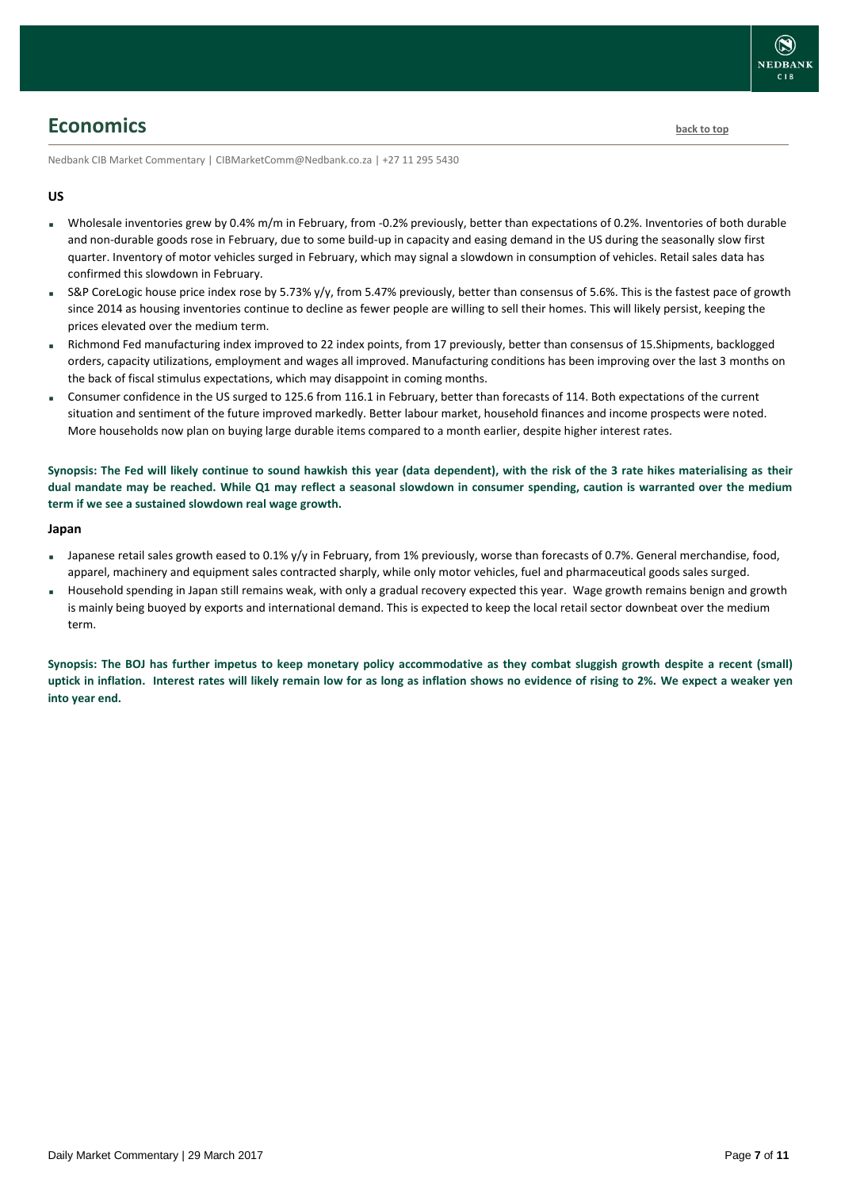# Economics

Nedbank CIB Market Commentary | CIBMarketComm@Nedbank.co.za | +27 11 295 5430

### US

- Wholesale inventories grew by 0.4% m/m in February, from -0.2% previously, better than expectations of 0.2%. Inventories of both durable and non-durable goods rose in February, due to some build-up in capacity and easing demand in the US during the seasonally slow first quarter. Inventory of motor vehicles surged in February, which may signal a slowdown in consumption of vehicles. Retail sales data has confirmed this slowdown in February.
- S&P CoreLogic house price index rose by 5.73% y/y, from 5.47% previously, better than consensus of 5.6%. This is the fastest pace of growth since 2014 as housing inventories continue to decline as fewer people are willing to sell their homes. This will likely persist, keeping the prices elevated over the medium term.
- Richmond Fed manufacturing index improved to 22 index points, from 17 previously, better than consensus of 15.Shipments, backlogged orders, capacity utilizations, employment and wages all improved. Manufacturing conditions has been improving over the last 3 months on the back of fiscal stimulus expectations, which may disappoint in coming months.
- Consumer confidence in the US surged to 125.6 from 116.1 in February, better than forecasts of 114. Both expectations of the current situation and sentiment of the future improved markedly. Better labour market, household finances and income prospects were noted. More households now plan on buying large durable items compared to a month earlier, despite higher interest rates.

**Synopsis: The Fed will likely continue to sound hawkish this year (data dependent), with the risk of the 3 rate hikes materialising as their dual mandate may be reached. While Q1 may reflect a seasonal slowdown in consumer spending, caution is warranted over the medium term if we see a sustained slowdown real wage growth.**

### Japan

- Japanese retail sales growth eased to 0.1% y/y in February, from 1% previously, worse than forecasts of 0.7%. General merchandise, food, apparel, machinery and equipment sales contracted sharply, while only motor vehicles, fuel and pharmaceutical goods sales surged.
- Household spending in Japan still remains weak, with only a gradual recovery expected this year. Wage growth remains benign and growth is mainly being buoyed by exports and international demand. This is expected to keep the local retail sector downbeat over the medium term.

**Synopsis: The BOJ has further impetus to keep monetary policy accommodative as they combat sluggish growth despite a recent (small) uptick in inflation. Interest rates will likely remain low for as long as inflation shows no evidence of rising to 2%. We expect a weaker yen into year end.**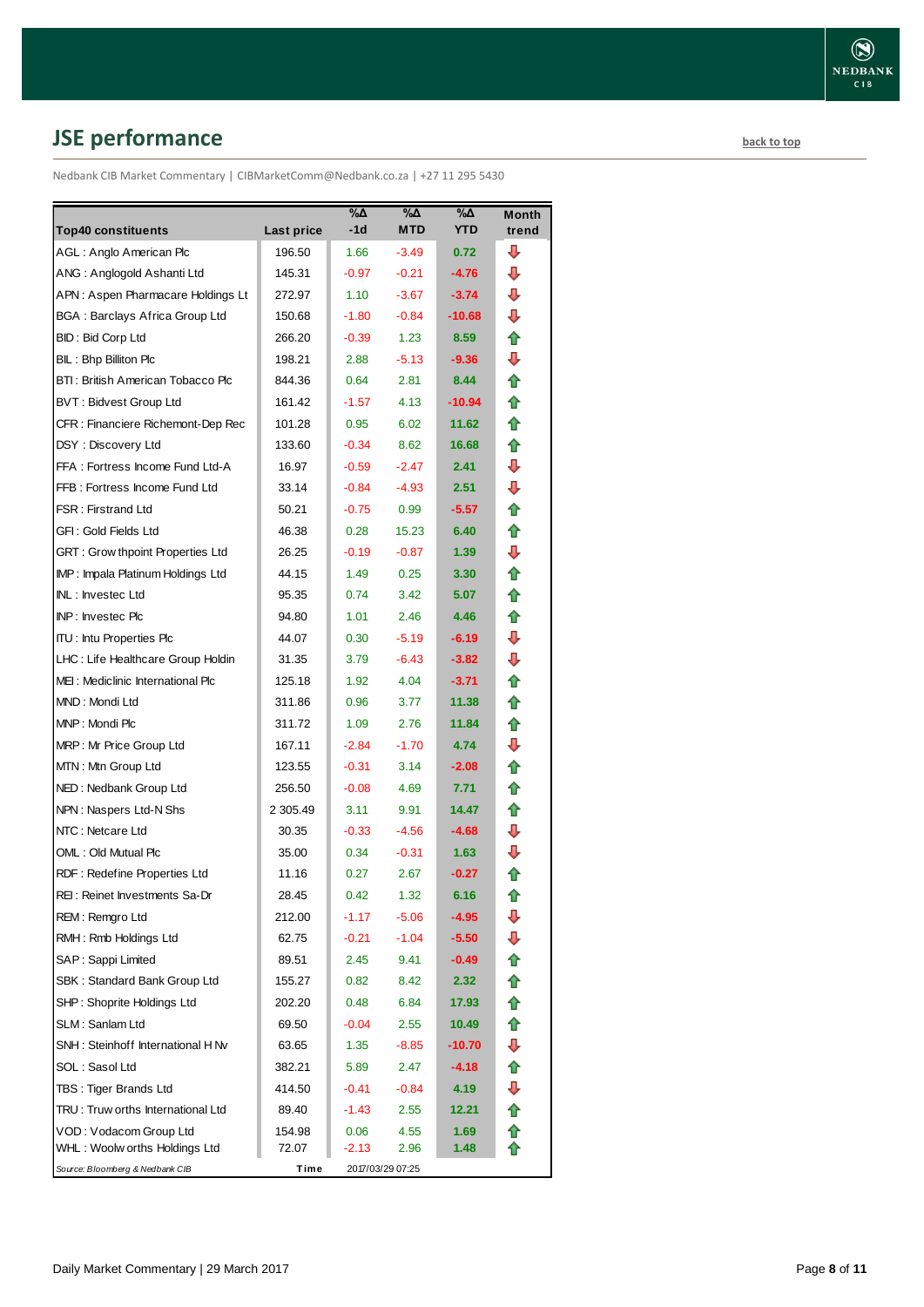## JSE performance

back to top

Nedbank CIB Market Commentary | CIBMarketComm@Nedbank.co.za | +27 11 295 5430

| Top40 constituents | Last price | %Δ -1d | %Δ MTD | %Δ YTD | Month trend |
|---|---|---|---|---|---|
| AGL : Anglo American Plc | 196.50 | 1.66 | -3.49 | 0.72 | ⇩ |
| ANG : Anglogold Ashanti Ltd | 145.31 | -0.97 | -0.21 | -4.76 | ⇩ |
| APN : Aspen Pharmacare Holdings Lt | 272.97 | 1.10 | -3.67 | -3.74 | ⇩ |
| BGA : Barclays Africa Group Ltd | 150.68 | -1.80 | -0.84 | -10.68 | ⇩ |
| BID : Bid Corp Ltd | 266.20 | -0.39 | 1.23 | 8.59 | ⇧ |
| BIL : Bhp Billiton Plc | 198.21 | 2.88 | -5.13 | -9.36 | ⇩ |
| BTI : British American Tobacco Plc | 844.36 | 0.64 | 2.81 | 8.44 | ⇧ |
| BVT : Bidvest Group Ltd | 161.42 | -1.57 | 4.13 | -10.94 | ⇧ |
| CFR : Financiere Richemont-Dep Rec | 101.28 | 0.95 | 6.02 | 11.62 | ⇧ |
| DSY : Discovery Ltd | 133.60 | -0.34 | 8.62 | 16.68 | ⇧ |
| FFA : Fortress Income Fund Ltd-A | 16.97 | -0.59 | -2.47 | 2.41 | ⇩ |
| FFB : Fortress Income Fund Ltd | 33.14 | -0.84 | -4.93 | 2.51 | ⇩ |
| FSR : Firstrand Ltd | 50.21 | -0.75 | 0.99 | -5.57 | ⇧ |
| GFI : Gold Fields Ltd | 46.38 | 0.28 | 15.23 | 6.40 | ⇧ |
| GRT : Growthpoint Properties Ltd | 26.25 | -0.19 | -0.87 | 1.39 | ⇩ |
| IMP : Impala Platinum Holdings Ltd | 44.15 | 1.49 | 0.25 | 3.30 | ⇧ |
| INL : Investec Ltd | 95.35 | 0.74 | 3.42 | 5.07 | ⇧ |
| INP : Investec Plc | 94.80 | 1.01 | 2.46 | 4.46 | ⇧ |
| ITU : Intu Properties Plc | 44.07 | 0.30 | -5.19 | -6.19 | ⇩ |
| LHC : Life Healthcare Group Holdin | 31.35 | 3.79 | -6.43 | -3.82 | ⇩ |
| MEI : Mediclinic International Plc | 125.18 | 1.92 | 4.04 | -3.71 | ⇧ |
| MND : Mondi Ltd | 311.86 | 0.96 | 3.77 | 11.38 | ⇧ |
| MNP : Mondi Plc | 311.72 | 1.09 | 2.76 | 11.84 | ⇧ |
| MRP : Mr Price Group Ltd | 167.11 | -2.84 | -1.70 | 4.74 | ⇩ |
| MTN : Mtn Group Ltd | 123.55 | -0.31 | 3.14 | -2.08 | ⇧ |
| NED : Nedbank Group Ltd | 256.50 | -0.08 | 4.69 | 7.71 | ⇧ |
| NPN : Naspers Ltd-N Shs | 2 305.49 | 3.11 | 9.91 | 14.47 | ⇧ |
| NTC : Netcare Ltd | 30.35 | -0.33 | -4.56 | -4.68 | ⇩ |
| OML : Old Mutual Plc | 35.00 | 0.34 | -0.31 | 1.63 | ⇩ |
| RDF : Redefine Properties Ltd | 11.16 | 0.27 | 2.67 | -0.27 | ⇧ |
| REI : Reinet Investments Sa-Dr | 28.45 | 0.42 | 1.32 | 6.16 | ⇧ |
| REM : Remgro Ltd | 212.00 | -1.17 | -5.06 | -4.95 | ⇩ |
| RMH : Rmb Holdings Ltd | 62.75 | -0.21 | -1.04 | -5.50 | ⇩ |
| SAP : Sappi Limited | 89.51 | 2.45 | 9.41 | -0.49 | ⇧ |
| SBK : Standard Bank Group Ltd | 155.27 | 0.82 | 8.42 | 2.32 | ⇧ |
| SHP : Shoprite Holdings Ltd | 202.20 | 0.48 | 6.84 | 17.93 | ⇧ |
| SLM : Sanlam Ltd | 69.50 | -0.04 | 2.55 | 10.49 | ⇧ |
| SNH : Steinhoff International H Nv | 63.65 | 1.35 | -8.85 | -10.70 | ⇩ |
| SOL : Sasol Ltd | 382.21 | 5.89 | 2.47 | -4.18 | ⇧ |
| TBS : Tiger Brands Ltd | 414.50 | -0.41 | -0.84 | 4.19 | ⇩ |
| TRU : Truworths International Ltd | 89.40 | -1.43 | 2.55 | 12.21 | ⇧ |
| VOD : Vodacom Group Ltd | 154.98 | 0.06 | 4.55 | 1.69 | ⇧ |
| WHL : Woolworths Holdings Ltd | 72.07 | -2.13 | 2.96 | 1.48 | ⇧ |

*Source: Bloomberg & Nedbank CIB* | **Time** 2017/03/29 07:25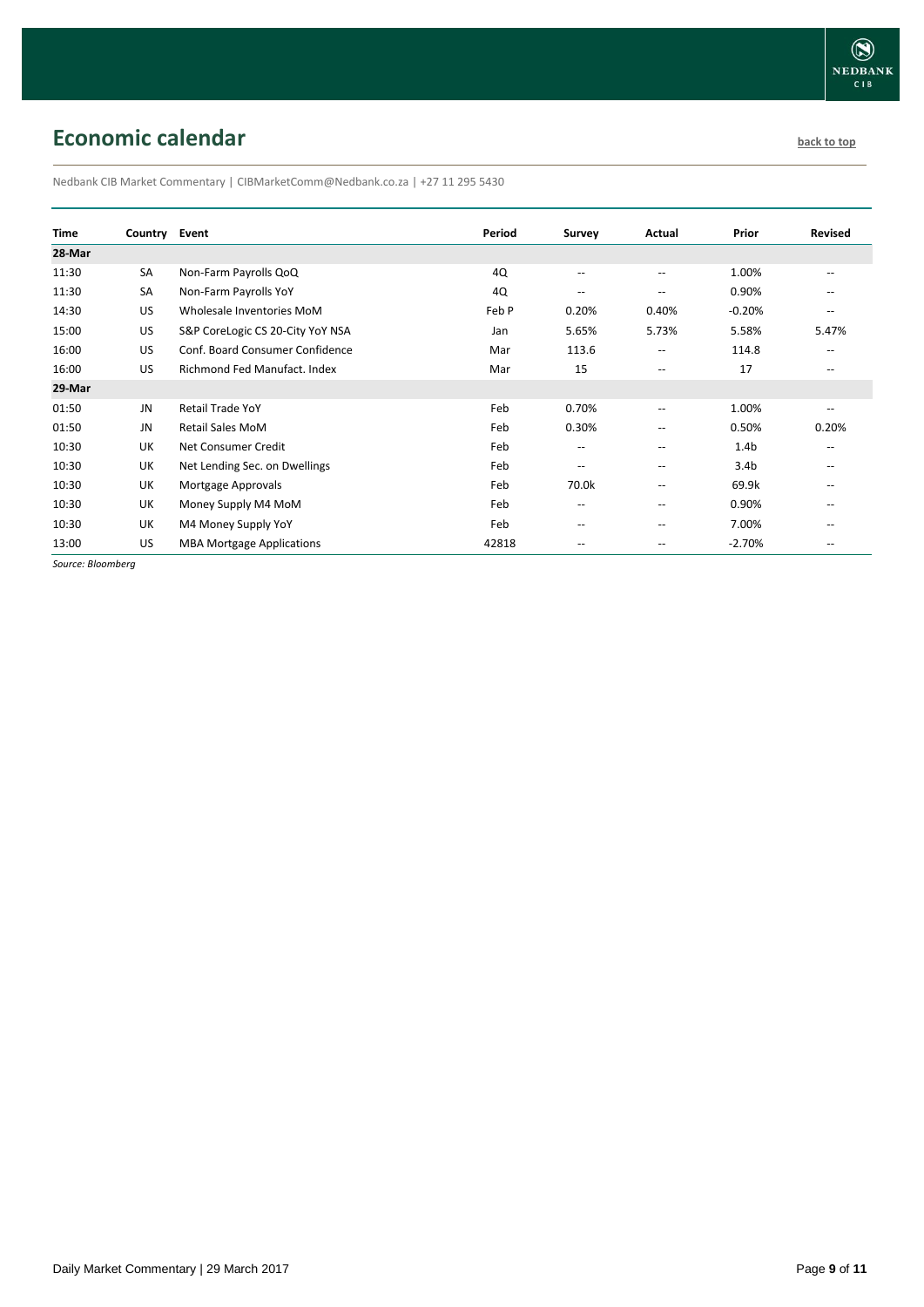## Economic calendar

back to top

Nedbank CIB Market Commentary | CIBMarketComm@Nedbank.co.za | +27 11 295 5430

| Time | Country | Event | Period | Survey | Actual | Prior | Revised |
|---|---|---|---|---|---|---|---|
| **28-Mar** | | | | | | | |
| 11:30 | SA | Non-Farm Payrolls QoQ | 4Q | -- | -- | 1.00% | -- |
| 11:30 | SA | Non-Farm Payrolls YoY | 4Q | -- | -- | 0.90% | -- |
| 14:30 | US | Wholesale Inventories MoM | Feb P | 0.20% | 0.40% | -0.20% | -- |
| 15:00 | US | S&P CoreLogic CS 20-City YoY NSA | Jan | 5.65% | 5.73% | 5.58% | 5.47% |
| 16:00 | US | Conf. Board Consumer Confidence | Mar | 113.6 | -- | 114.8 | -- |
| 16:00 | US | Richmond Fed Manufact. Index | Mar | 15 | -- | 17 | -- |
| **29-Mar** | | | | | | | |
| 01:50 | JN | Retail Trade YoY | Feb | 0.70% | -- | 1.00% | -- |
| 01:50 | JN | Retail Sales MoM | Feb | 0.30% | -- | 0.50% | 0.20% |
| 10:30 | UK | Net Consumer Credit | Feb | -- | -- | 1.4b | -- |
| 10:30 | UK | Net Lending Sec. on Dwellings | Feb | -- | -- | 3.4b | -- |
| 10:30 | UK | Mortgage Approvals | Feb | 70.0k | -- | 69.9k | -- |
| 10:30 | UK | Money Supply M4 MoM | Feb | -- | -- | 0.90% | -- |
| 10:30 | UK | M4 Money Supply YoY | Feb | -- | -- | 7.00% | -- |
| 13:00 | US | MBA Mortgage Applications | 42818 | -- | -- | -2.70% | -- |

*Source: Bloomberg*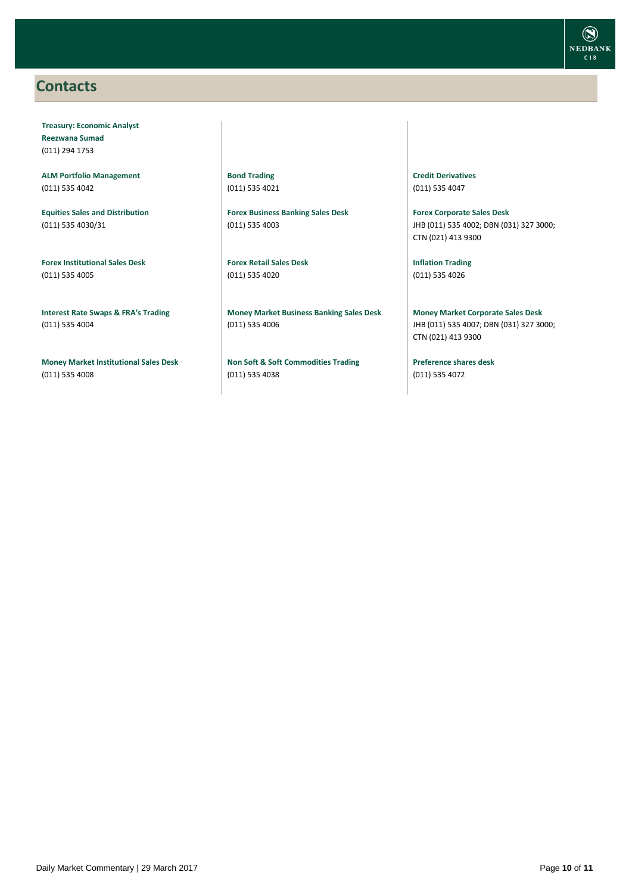## Contacts

**Treasury: Economic Analyst**
**Reezwana Sumad**
(011) 294 1753

**ALM Portfolio Management**
(011) 535 4042

**Equities Sales and Distribution**
(011) 535 4030/31

**Forex Institutional Sales Desk**
(011) 535 4005

**Interest Rate Swaps & FRA's Trading**
(011) 535 4004

**Money Market Institutional Sales Desk**
(011) 535 4008

**Bond Trading**
(011) 535 4021

**Forex Business Banking Sales Desk**
(011) 535 4003

**Forex Retail Sales Desk**
(011) 535 4020

**Money Market Business Banking Sales Desk**
(011) 535 4006

**Non Soft & Soft Commodities Trading**
(011) 535 4038

**Credit Derivatives**
(011) 535 4047

**Forex Corporate Sales Desk**
JHB (011) 535 4002; DBN (031) 327 3000; CTN (021) 413 9300

**Inflation Trading**
(011) 535 4026

**Money Market Corporate Sales Desk**
JHB (011) 535 4007; DBN (031) 327 3000; CTN (021) 413 9300

**Preference shares desk**
(011) 535 4072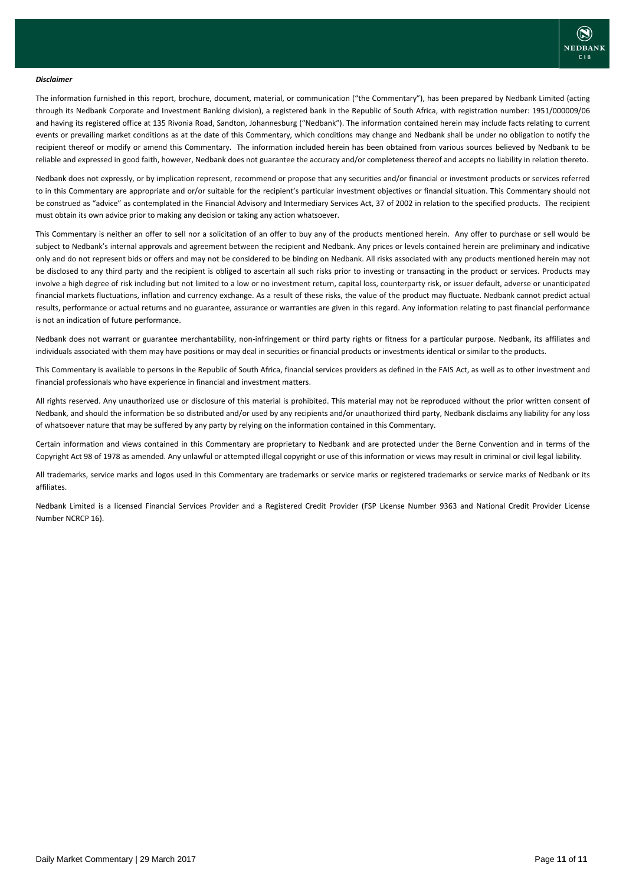***Disclaimer***

The information furnished in this report, brochure, document, material, or communication ("the Commentary"), has been prepared by Nedbank Limited (acting through its Nedbank Corporate and Investment Banking division), a registered bank in the Republic of South Africa, with registration number: 1951/000009/06 and having its registered office at 135 Rivonia Road, Sandton, Johannesburg ("Nedbank"). The information contained herein may include facts relating to current events or prevailing market conditions as at the date of this Commentary, which conditions may change and Nedbank shall be under no obligation to notify the recipient thereof or modify or amend this Commentary. The information included herein has been obtained from various sources believed by Nedbank to be reliable and expressed in good faith, however, Nedbank does not guarantee the accuracy and/or completeness thereof and accepts no liability in relation thereto.

Nedbank does not expressly, or by implication represent, recommend or propose that any securities and/or financial or investment products or services referred to in this Commentary are appropriate and or/or suitable for the recipient's particular investment objectives or financial situation. This Commentary should not be construed as "advice" as contemplated in the Financial Advisory and Intermediary Services Act, 37 of 2002 in relation to the specified products. The recipient must obtain its own advice prior to making any decision or taking any action whatsoever.

This Commentary is neither an offer to sell nor a solicitation of an offer to buy any of the products mentioned herein. Any offer to purchase or sell would be subject to Nedbank's internal approvals and agreement between the recipient and Nedbank. Any prices or levels contained herein are preliminary and indicative only and do not represent bids or offers and may not be considered to be binding on Nedbank. All risks associated with any products mentioned herein may not be disclosed to any third party and the recipient is obliged to ascertain all such risks prior to investing or transacting in the product or services. Products may involve a high degree of risk including but not limited to a low or no investment return, capital loss, counterparty risk, or issuer default, adverse or unanticipated financial markets fluctuations, inflation and currency exchange. As a result of these risks, the value of the product may fluctuate. Nedbank cannot predict actual results, performance or actual returns and no guarantee, assurance or warranties are given in this regard. Any information relating to past financial performance is not an indication of future performance.

Nedbank does not warrant or guarantee merchantability, non-infringement or third party rights or fitness for a particular purpose. Nedbank, its affiliates and individuals associated with them may have positions or may deal in securities or financial products or investments identical or similar to the products.

This Commentary is available to persons in the Republic of South Africa, financial services providers as defined in the FAIS Act, as well as to other investment and financial professionals who have experience in financial and investment matters.

All rights reserved. Any unauthorized use or disclosure of this material is prohibited. This material may not be reproduced without the prior written consent of Nedbank, and should the information be so distributed and/or used by any recipients and/or unauthorized third party, Nedbank disclaims any liability for any loss of whatsoever nature that may be suffered by any party by relying on the information contained in this Commentary.

Certain information and views contained in this Commentary are proprietary to Nedbank and are protected under the Berne Convention and in terms of the Copyright Act 98 of 1978 as amended. Any unlawful or attempted illegal copyright or use of this information or views may result in criminal or civil legal liability.

All trademarks, service marks and logos used in this Commentary are trademarks or service marks or registered trademarks or service marks of Nedbank or its affiliates.

Nedbank Limited is a licensed Financial Services Provider and a Registered Credit Provider (FSP License Number 9363 and National Credit Provider License Number NCRCP 16).